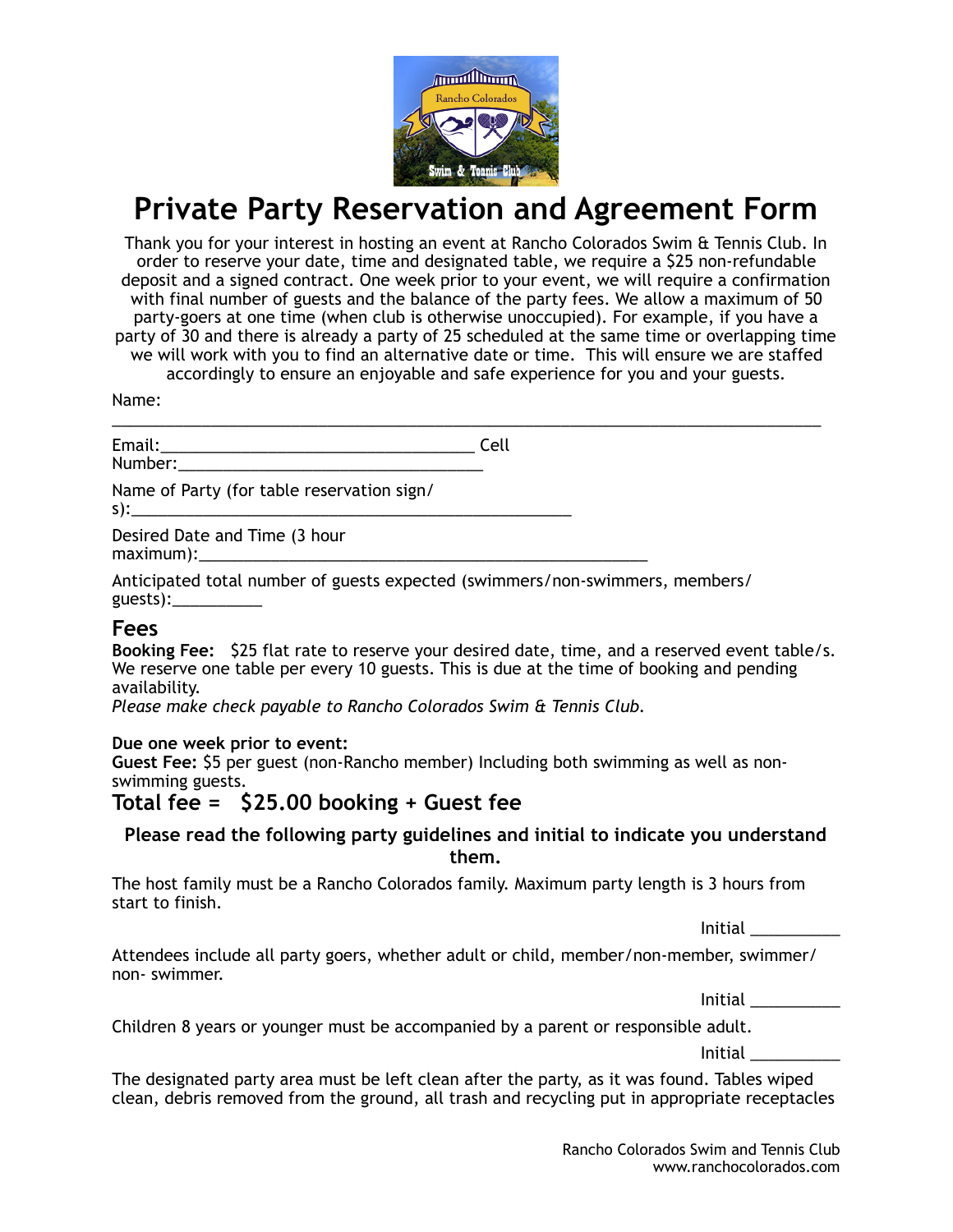# Private Party Reservation and Agreement Form

Thank you for your interest in hosting an event at Rancho Colorados Swim & Tennis Club. In order to reserve your date, time and designated table, we require a $25 non-refundable deposit and a signed contract. One week prior to your event, we will require a confirmation with final number of guests and the balance of the party fees. We allow a maximum of 50 party-goers at one time (when club is otherwise unoccupied). For example, if you have a party of 30 and there is already a party of 25 scheduled at the same time or overlapping time we will work with you to find an alternative date or time. This will ensure we are staffed accordingly to ensure an enjoyable and safe experience for you and your guests.

Name: ___________________________________________________________________________

Email:___________________________________ Cell Number:___________________________________

Name of Party (for table reservation sign/s):_______________________________________________

Desired Date and Time (3 hour maximum):_______________________________________________

Anticipated total number of guests expected (swimmers/non-swimmers, members/guests):__________

## Fees

**Booking Fee:** $25 flat rate to reserve your desired date, time, and a reserved event table/s. We reserve one table per every 10 guests. This is due at the time of booking and pending availability.
*Please make check payable to Rancho Colorados Swim & Tennis Club.*

**Due one week prior to event:**
**Guest Fee:** $5 per guest (non-Rancho member) Including both swimming as well as non-swimming guests.

### Total fee = $25.00 booking + Guest fee

**Please read the following party guidelines and initial to indicate you understand them.**

The host family must be a Rancho Colorados family. Maximum party length is 3 hours from start to finish.

Initial __________

Attendees include all party goers, whether adult or child, member/non-member, swimmer/non- swimmer.

Initial __________

Children 8 years or younger must be accompanied by a parent or responsible adult.

Initial __________

The designated party area must be left clean after the party, as it was found. Tables wiped clean, debris removed from the ground, all trash and recycling put in appropriate receptacles

Rancho Colorados Swim and Tennis Club
www.ranchocolorados.com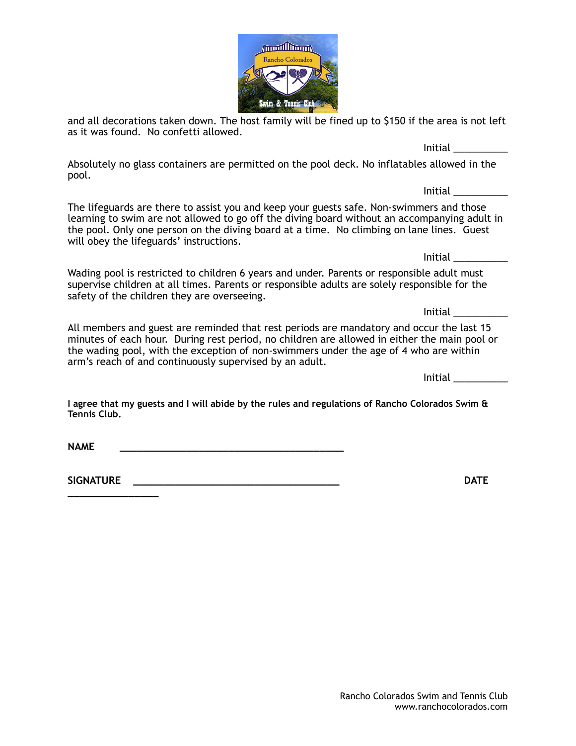and all decorations taken down. The host family will be fined up to $150 if the area is not left as it was found. No confetti allowed.

Initial __________

Absolutely no glass containers are permitted on the pool deck. No inflatables allowed in the pool.

Initial __________

The lifeguards are there to assist you and keep your guests safe. Non-swimmers and those learning to swim are not allowed to go off the diving board without an accompanying adult in the pool. Only one person on the diving board at a time. No climbing on lane lines. Guest will obey the lifeguards' instructions.

Initial __________

Wading pool is restricted to children 6 years and under. Parents or responsible adult must supervise children at all times. Parents or responsible adults are solely responsible for the safety of the children they are overseeing.

Initial __________

All members and guest are reminded that rest periods are mandatory and occur the last 15 minutes of each hour. During rest period, no children are allowed in either the main pool or the wading pool, with the exception of non-swimmers under the age of 4 who are within arm's reach of and continuously supervised by an adult.

Initial __________

**I agree that my guests and I will abide by the rules and regulations of Rancho Colorados Swim & Tennis Club.**

**NAME** ________________________________________

**SIGNATURE** ____________________________________ **DATE** ________________

Rancho Colorados Swim and Tennis Club
www.ranchocolorados.com